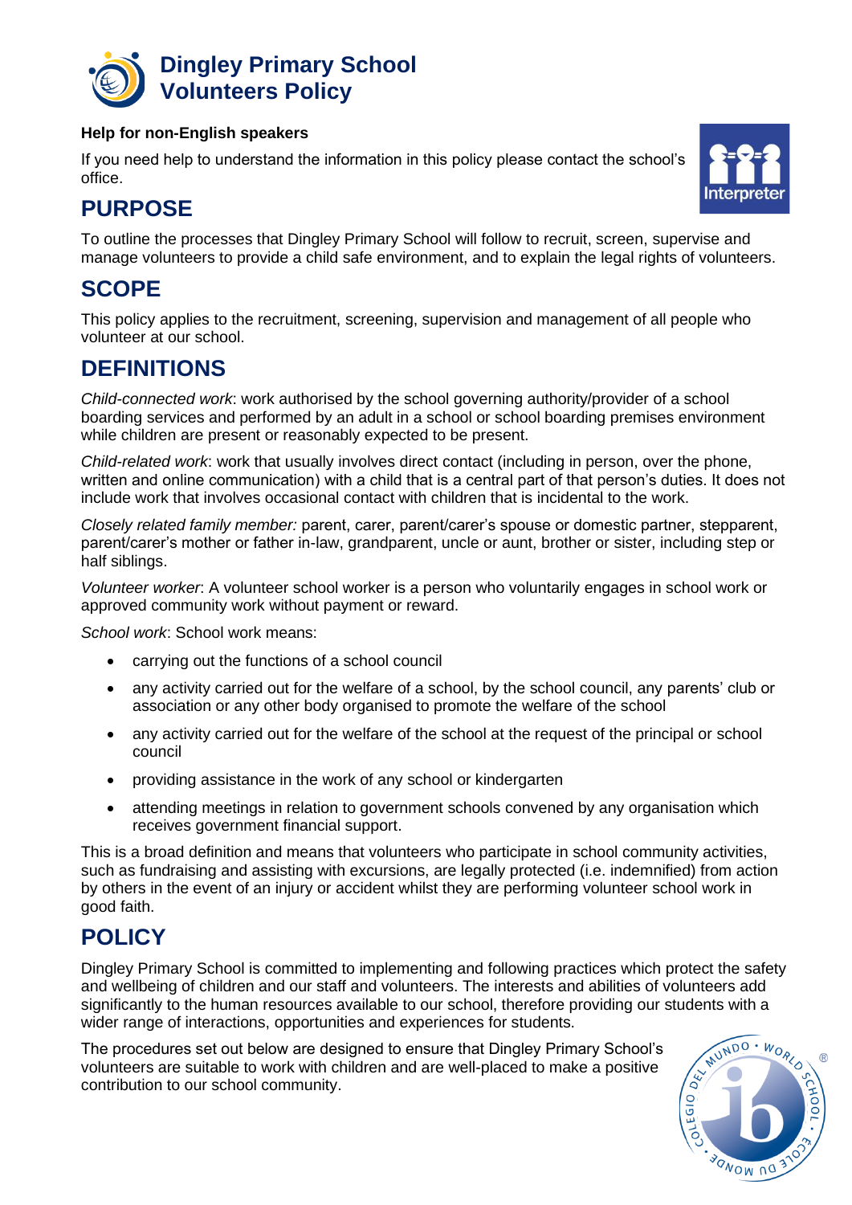# Dingley Primary School Volunteers Policy

**Help for non-English speakers**

If you need help to understand the information in this policy please contact the school's office.

## PURPOSE

To outline the processes that Dingley Primary School will follow to recruit, screen, supervise and manage volunteers to provide a child safe environment, and to explain the legal rights of volunteers.

## SCOPE

This policy applies to the recruitment, screening, supervision and management of all people who volunteer at our school.

## DEFINITIONS

*Child-connected work*: work authorised by the school governing authority/provider of a school boarding services and performed by an adult in a school or school boarding premises environment while children are present or reasonably expected to be present.

*Child-related work*: work that usually involves direct contact (including in person, over the phone, written and online communication) with a child that is a central part of that person's duties. It does not include work that involves occasional contact with children that is incidental to the work.

*Closely related family member:* parent, carer, parent/carer's spouse or domestic partner, stepparent, parent/carer's mother or father in-law, grandparent, uncle or aunt, brother or sister, including step or half siblings.

*Volunteer worker*: A volunteer school worker is a person who voluntarily engages in school work or approved community work without payment or reward.

*School work*: School work means:

- carrying out the functions of a school council
- any activity carried out for the welfare of a school, by the school council, any parents' club or association or any other body organised to promote the welfare of the school
- any activity carried out for the welfare of the school at the request of the principal or school council
- providing assistance in the work of any school or kindergarten
- attending meetings in relation to government schools convened by any organisation which receives government financial support.

This is a broad definition and means that volunteers who participate in school community activities, such as fundraising and assisting with excursions, are legally protected (i.e. indemnified) from action by others in the event of an injury or accident whilst they are performing volunteer school work in good faith.

## POLICY

Dingley Primary School is committed to implementing and following practices which protect the safety and wellbeing of children and our staff and volunteers. The interests and abilities of volunteers add significantly to the human resources available to our school, therefore providing our students with a wider range of interactions, opportunities and experiences for students.

The procedures set out below are designed to ensure that Dingley Primary School's volunteers are suitable to work with children and are well-placed to make a positive contribution to our school community.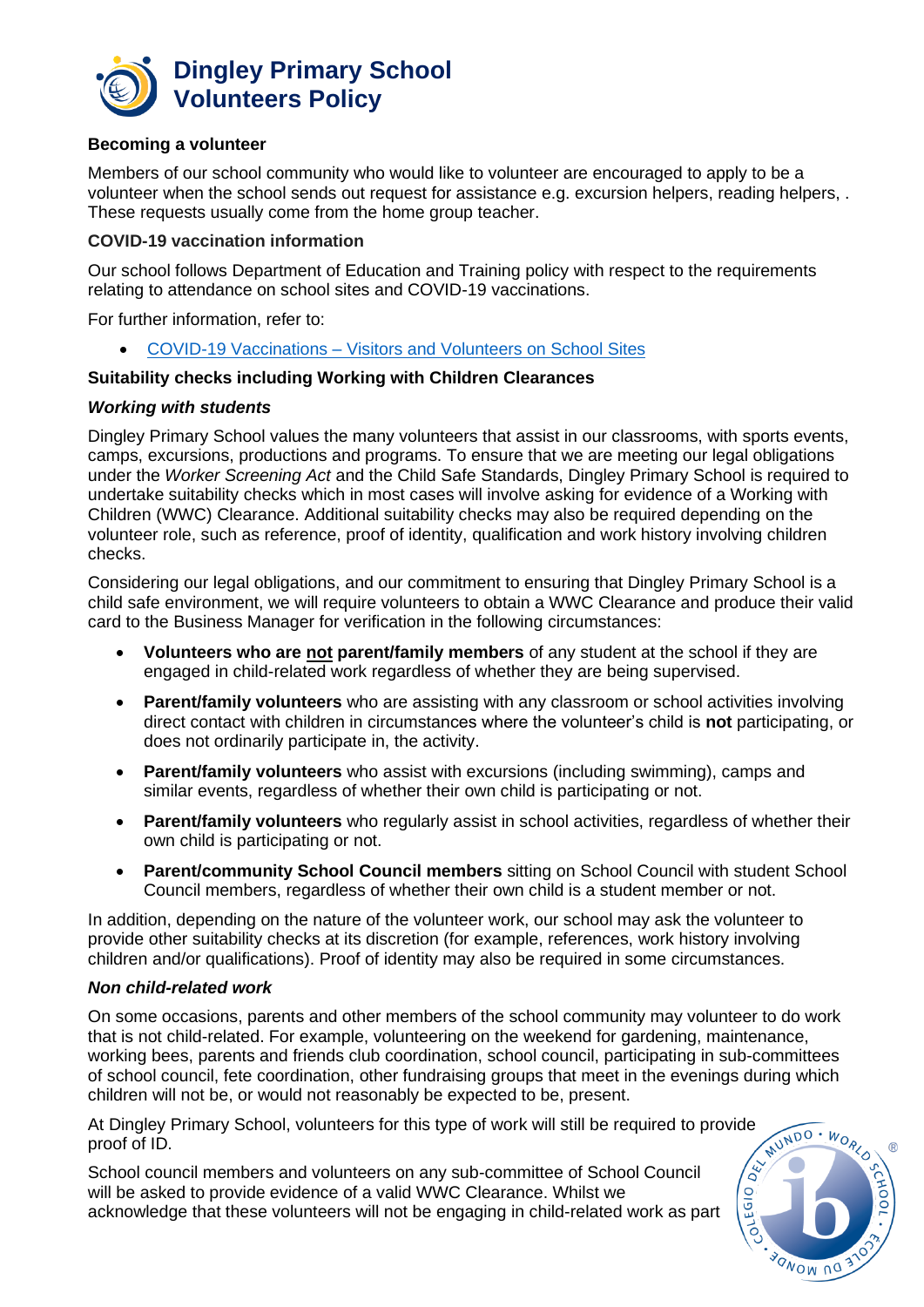# Dingley Primary School Volunteers Policy

**Becoming a volunteer**

Members of our school community who would like to volunteer are encouraged to apply to be a volunteer when the school sends out request for assistance e.g. excursion helpers, reading helpers, . These requests usually come from the home group teacher.

**COVID-19 vaccination information**

Our school follows Department of Education and Training policy with respect to the requirements relating to attendance on school sites and COVID-19 vaccinations.

For further information, refer to:

- COVID-19 Vaccinations – Visitors and Volunteers on School Sites

**Suitability checks including Working with Children Clearances**

***Working with students***

Dingley Primary School values the many volunteers that assist in our classrooms, with sports events, camps, excursions, productions and programs. To ensure that we are meeting our legal obligations under the *Worker Screening Act* and the Child Safe Standards, Dingley Primary School is required to undertake suitability checks which in most cases will involve asking for evidence of a Working with Children (WWC) Clearance. Additional suitability checks may also be required depending on the volunteer role, such as reference, proof of identity, qualification and work history involving children checks.

Considering our legal obligations, and our commitment to ensuring that Dingley Primary School is a child safe environment, we will require volunteers to obtain a WWC Clearance and produce their valid card to the Business Manager for verification in the following circumstances:

- **Volunteers who are not parent/family members** of any student at the school if they are engaged in child-related work regardless of whether they are being supervised.
- **Parent/family volunteers** who are assisting with any classroom or school activities involving direct contact with children in circumstances where the volunteer's child is **not** participating, or does not ordinarily participate in, the activity.
- **Parent/family volunteers** who assist with excursions (including swimming), camps and similar events, regardless of whether their own child is participating or not.
- **Parent/family volunteers** who regularly assist in school activities, regardless of whether their own child is participating or not.
- **Parent/community School Council members** sitting on School Council with student School Council members, regardless of whether their own child is a student member or not.

In addition, depending on the nature of the volunteer work, our school may ask the volunteer to provide other suitability checks at its discretion (for example, references, work history involving children and/or qualifications). Proof of identity may also be required in some circumstances.

***Non child-related work***

On some occasions, parents and other members of the school community may volunteer to do work that is not child-related. For example, volunteering on the weekend for gardening, maintenance, working bees, parents and friends club coordination, school council, participating in sub-committees of school council, fete coordination, other fundraising groups that meet in the evenings during which children will not be, or would not reasonably be expected to be, present.

At Dingley Primary School, volunteers for this type of work will still be required to provide proof of ID.

School council members and volunteers on any sub-committee of School Council will be asked to provide evidence of a valid WWC Clearance. Whilst we acknowledge that these volunteers will not be engaging in child-related work as part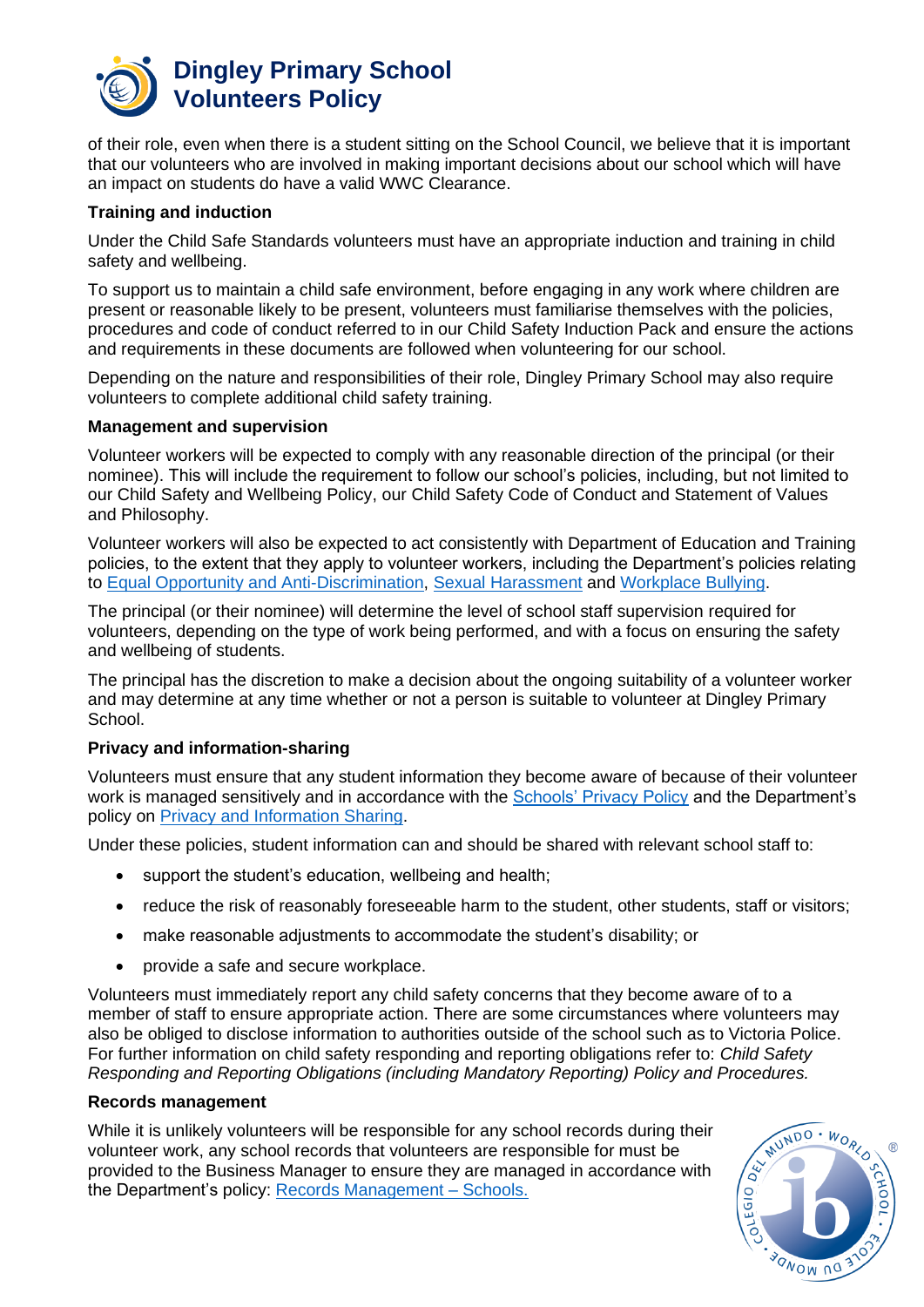of their role, even when there is a student sitting on the School Council, we believe that it is important that our volunteers who are involved in making important decisions about our school which will have an impact on students do have a valid WWC Clearance.

**Training and induction**

Under the Child Safe Standards volunteers must have an appropriate induction and training in child safety and wellbeing.

To support us to maintain a child safe environment, before engaging in any work where children are present or reasonable likely to be present, volunteers must familiarise themselves with the policies, procedures and code of conduct referred to in our Child Safety Induction Pack and ensure the actions and requirements in these documents are followed when volunteering for our school.

Depending on the nature and responsibilities of their role, Dingley Primary School may also require volunteers to complete additional child safety training.

**Management and supervision**

Volunteer workers will be expected to comply with any reasonable direction of the principal (or their nominee). This will include the requirement to follow our school's policies, including, but not limited to our Child Safety and Wellbeing Policy, our Child Safety Code of Conduct and Statement of Values and Philosophy.

Volunteer workers will also be expected to act consistently with Department of Education and Training policies, to the extent that they apply to volunteer workers, including the Department's policies relating to Equal Opportunity and Anti-Discrimination, Sexual Harassment and Workplace Bullying.

The principal (or their nominee) will determine the level of school staff supervision required for volunteers, depending on the type of work being performed, and with a focus on ensuring the safety and wellbeing of students.

The principal has the discretion to make a decision about the ongoing suitability of a volunteer worker and may determine at any time whether or not a person is suitable to volunteer at Dingley Primary School.

**Privacy and information-sharing**

Volunteers must ensure that any student information they become aware of because of their volunteer work is managed sensitively and in accordance with the Schools' Privacy Policy and the Department's policy on Privacy and Information Sharing.

Under these policies, student information can and should be shared with relevant school staff to:

- support the student's education, wellbeing and health;
- reduce the risk of reasonably foreseeable harm to the student, other students, staff or visitors;
- make reasonable adjustments to accommodate the student's disability; or
- provide a safe and secure workplace.

Volunteers must immediately report any child safety concerns that they become aware of to a member of staff to ensure appropriate action. There are some circumstances where volunteers may also be obliged to disclose information to authorities outside of the school such as to Victoria Police. For further information on child safety responding and reporting obligations refer to: *Child Safety Responding and Reporting Obligations (including Mandatory Reporting) Policy and Procedures.*

**Records management**

While it is unlikely volunteers will be responsible for any school records during their volunteer work, any school records that volunteers are responsible for must be provided to the Business Manager to ensure they are managed in accordance with the Department's policy: Records Management – Schools.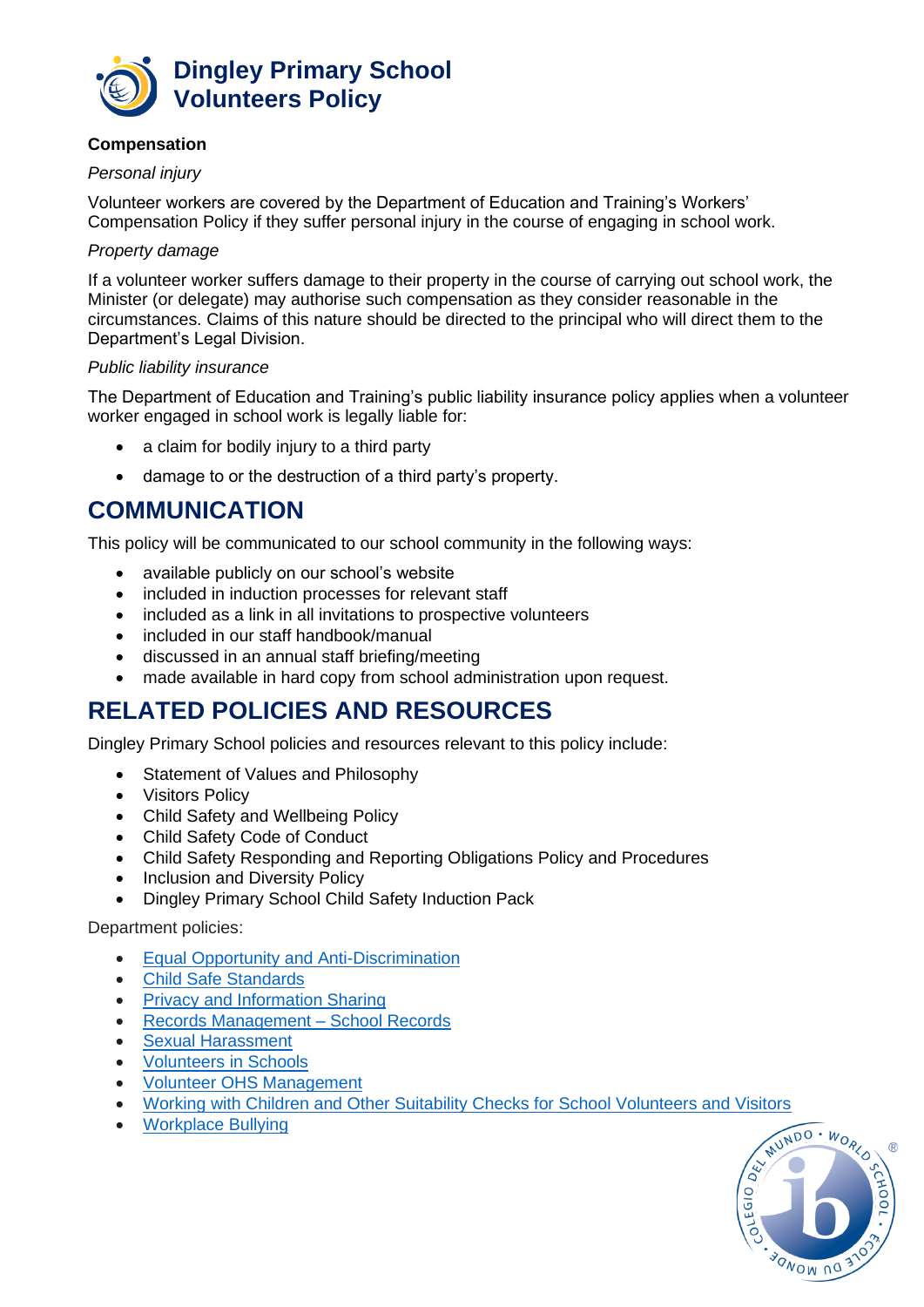**Compensation**

*Personal injury*

Volunteer workers are covered by the Department of Education and Training's Workers' Compensation Policy if they suffer personal injury in the course of engaging in school work.

*Property damage*

If a volunteer worker suffers damage to their property in the course of carrying out school work, the Minister (or delegate) may authorise such compensation as they consider reasonable in the circumstances. Claims of this nature should be directed to the principal who will direct them to the Department's Legal Division.

*Public liability insurance*

The Department of Education and Training's public liability insurance policy applies when a volunteer worker engaged in school work is legally liable for:

- a claim for bodily injury to a third party
- damage to or the destruction of a third party's property.

## COMMUNICATION

This policy will be communicated to our school community in the following ways:

- available publicly on our school's website
- included in induction processes for relevant staff
- included as a link in all invitations to prospective volunteers
- included in our staff handbook/manual
- discussed in an annual staff briefing/meeting
- made available in hard copy from school administration upon request.

## RELATED POLICIES AND RESOURCES

Dingley Primary School policies and resources relevant to this policy include:

- Statement of Values and Philosophy
- Visitors Policy
- Child Safety and Wellbeing Policy
- Child Safety Code of Conduct
- Child Safety Responding and Reporting Obligations Policy and Procedures
- Inclusion and Diversity Policy
- Dingley Primary School Child Safety Induction Pack

Department policies:

- Equal Opportunity and Anti-Discrimination
- Child Safe Standards
- Privacy and Information Sharing
- Records Management – School Records
- Sexual Harassment
- Volunteers in Schools
- Volunteer OHS Management
- Working with Children and Other Suitability Checks for School Volunteers and Visitors
- Workplace Bullying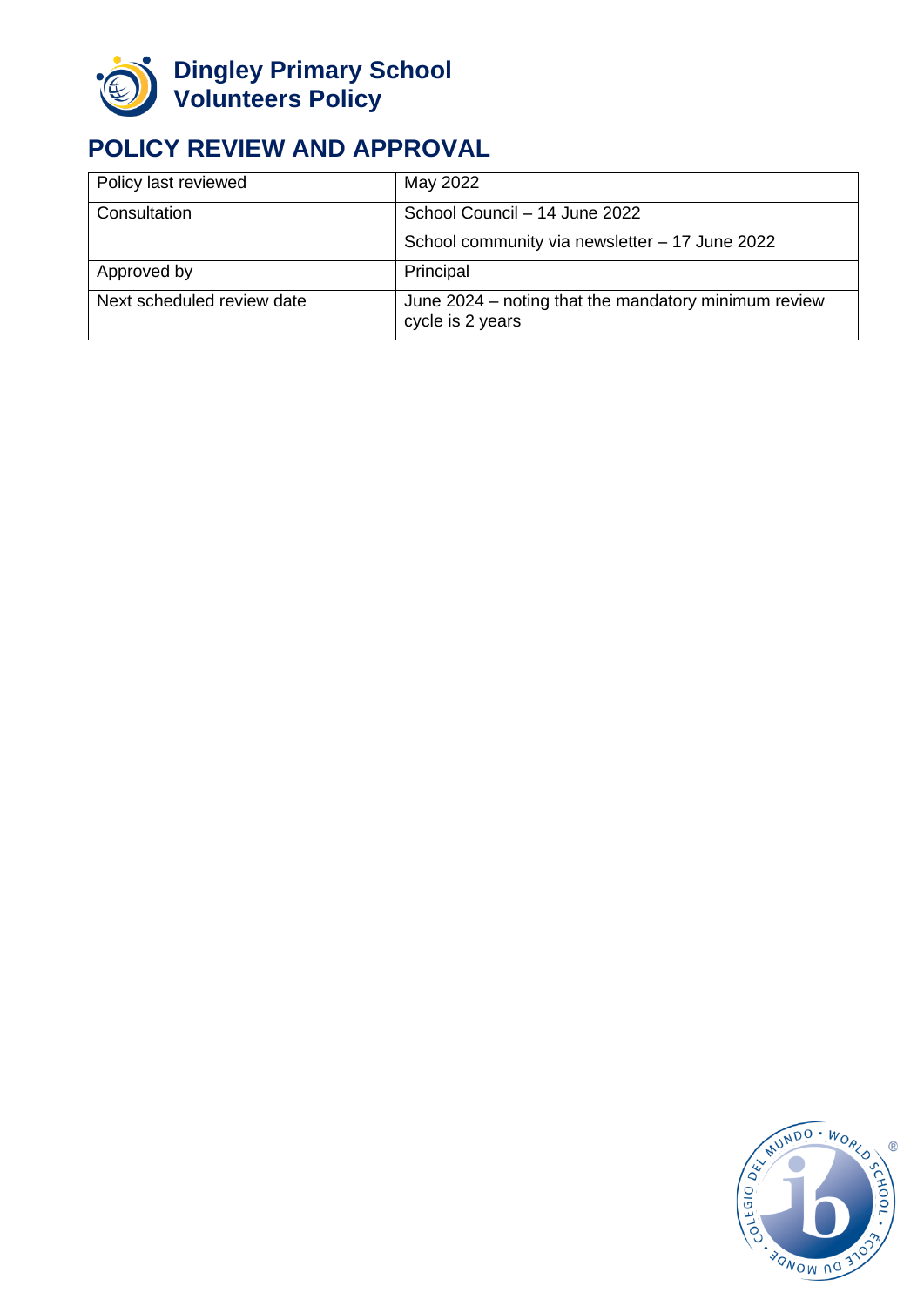# Dingley Primary School Volunteers Policy

## POLICY REVIEW AND APPROVAL

| | |
|---|---|
| Policy last reviewed | May 2022 |
| Consultation | School Council – 14 June 2022<br>School community via newsletter – 17 June 2022 |
| Approved by | Principal |
| Next scheduled review date | June 2024 – noting that the mandatory minimum review cycle is 2 years |